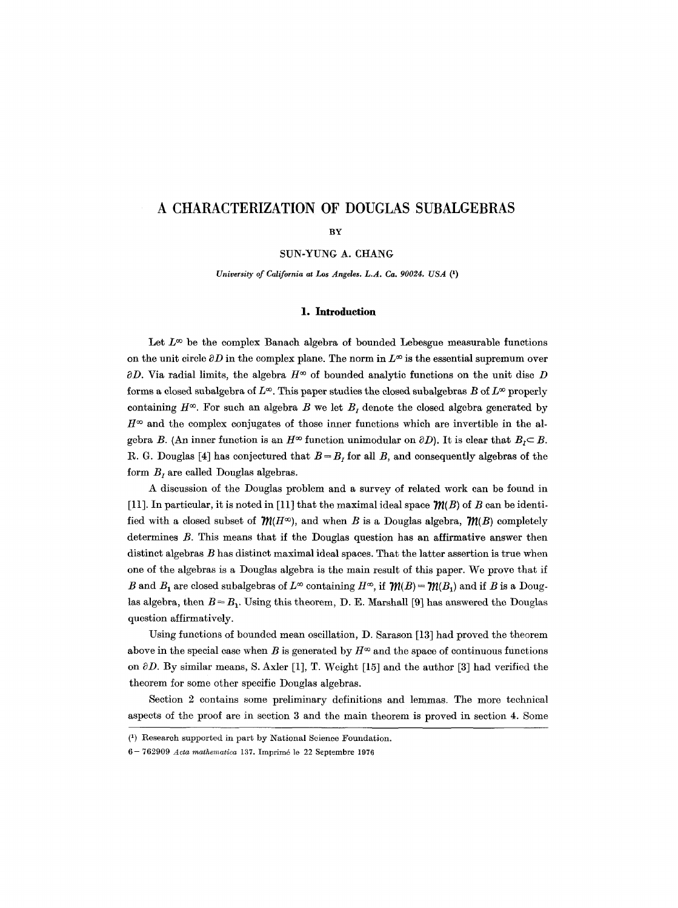# A CHARACTERIZATION OF DOUGLAS SUBALGEBRAS

BY

SUN-YUNG A. CHANG

*University of California at Los Angeles. L.A. Ca. 90024. USA* [1]

## 1. Introduction

Let $L^\infty$ be the complex Banach algebra of bounded Lebesgue measurable functions on the unit circle $\partial D$ in the complex plane. The norm in $L^\infty$ is the essential supremum over $\partial D$. Via radial limits, the algebra $H^\infty$ of bounded analytic functions on the unit disc $D$ forms a closed subalgebra of $L^\infty$. This paper studies the closed subalgebras $B$ of $L^\infty$ properly containing $H^\infty$. For such an algebra $B$ we let $B_I$ denote the closed algebra generated by $H^\infty$ and the complex conjugates of those inner functions which are invertible in the algebra $B$. (An inner function is an $H^\infty$ function unimodular on $\partial D$). It is clear that $B_I \subset B$. R. G. Douglas [4] has conjectured that $B = B_I$ for all $B$, and consequently algebras of the form $B_I$ are called Douglas algebras.

A discussion of the Douglas problem and a survey of related work can be found in [11]. In particular, it is noted in [11] that the maximal ideal space $\mathcal{M}(B)$ of $B$ can be identified with a closed subset of $\mathcal{M}(H^\infty)$, and when $B$ is a Douglas algebra, $\mathcal{M}(B)$ completely determines $B$. This means that if the Douglas question has an affirmative answer then distinct algebras $B$ has distinct maximal ideal spaces. That the latter assertion is true when one of the algebras is a Douglas algebra is the main result of this paper. We prove that if $B$ and $B_1$ are closed subalgebras of $L^\infty$ containing $H^\infty$, if $\mathcal{M}(B) = \mathcal{M}(B_1)$ and if $B$ is a Douglas algebra, then $B = B_1$. Using this theorem, D. E. Marshall [9] has answered the Douglas question affirmatively.

Using functions of bounded mean oscillation, D. Sarason [13] had proved the theorem above in the special case when $B$ is generated by $H^\infty$ and the space of continuous functions on $\partial D$. By similar means, S. Axler [1], T. Weight [15] and the author [3] had verified the theorem for some other specific Douglas algebras.

Section 2 contains some preliminary definitions and lemmas. The more technical aspects of the proof are in section 3 and the main theorem is proved in section 4. Some

---

[1] Research supported in part by National Science Foundation.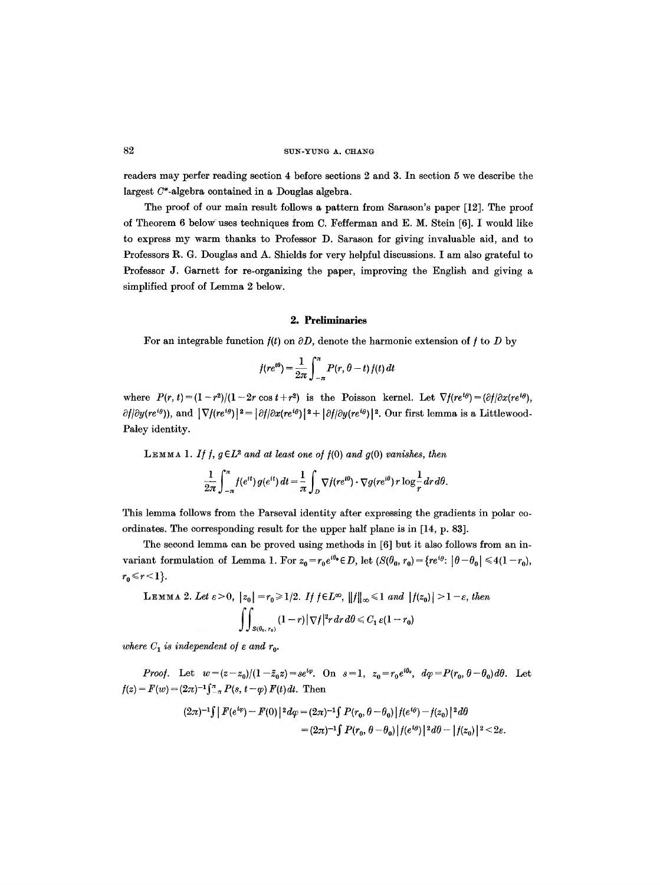readers may perfer reading section 4 before sections 2 and 3. In section 5 we describe the largest $C^*$-algebra contained in a Douglas algebra.

The proof of our main result follows a pattern from Sarason's paper [12]. The proof of Theorem 6 below uses techniques from C. Fefferman and E. M. Stein [6]. I would like to express my warm thanks to Professor D. Sarason for giving invaluable aid, and to Professors R. G. Douglas and A. Shields for very helpful discussions. I am also grateful to Professor J. Garnett for re-organizing the paper, improving the English and giving a simplified proof of Lemma 2 below.

## 2. Preliminaries

For an integrable function $f(t)$ on $\partial D$, denote the harmonic extension of $f$ to $D$ by

$$f(re^{i\theta}) = \frac{1}{2\pi}\int_{-\pi}^{\pi} P(r, \theta - t) f(t)\, dt$$

where $P(r, t) = (1-r^2)/(1-2r\cos t + r^2)$ is the Poisson kernel. Let $\nabla f(re^{i\theta}) = (\partial f/\partial x(re^{i\theta}), \partial f/\partial y(re^{i\theta}))$, and $|\nabla f(re^{i\theta})|^2 = |\partial f/\partial x(re^{i\theta})|^2 + |\partial f/\partial y(re^{i\theta})|^2$. Our first lemma is a Littlewood-Paley identity.

LEMMA 1. *If $f, g \in L^2$ and at least one of $f(0)$ and $g(0)$ vanishes, then*

$$\frac{1}{2\pi}\int_{-\pi}^{\pi} f(e^{it})\, g(e^{it})\, dt = \frac{1}{\pi}\int_D \nabla f(re^{i\theta}) \cdot \nabla g(re^{i\theta})\, r \log\frac{1}{r}\, dr\, d\theta.$$

This lemma follows from the Parseval identity after expressing the gradients in polar coordinates. The corresponding result for the upper half plane is in [14, p. 83].

The second lemma can be proved using methods in [6] but it also follows from an invariant formulation of Lemma 1. For $z_0 = r_0 e^{i\theta_0} \in D$, let $(S(\theta_0, r_0) = \{re^{i\theta}: |\theta - \theta_0| \leqslant 4(1-r_0), r_0 \leqslant r < 1\}$.

LEMMA 2. *Let $\varepsilon > 0$, $|z_0| = r_0 \geqslant 1/2$. If $f \in L^\infty$, $\|f\|_\infty \leqslant 1$ and $|f(z_0)| > 1 - \varepsilon$, then*

$$\iint_{S(\theta_0, r_0)} (1-r)|\nabla f|^2 r\, dr\, d\theta \leqslant C_1 \varepsilon (1 - r_0)$$

*where $C_1$ is independent of $\varepsilon$ and $r_0$.*

*Proof.* Let $w = (z - z_0)/(1 - \bar{z}_0 z) = se^{i\varphi}$. On $s = 1$, $z_0 = r_0 e^{i\theta_0}$, $d\varphi = P(r_0, \theta - \theta_0)\, d\theta$. Let $f(z) = F(w) = (2\pi)^{-1}\int_{-\pi}^{\pi} P(s, t - \varphi) F(t)\, dt$. Then

$$\begin{aligned}(2\pi)^{-1}\int |F(e^{i\varphi}) - F(0)|^2 d\varphi &= (2\pi)^{-1}\int P(r_0, \theta - \theta_0)|f(e^{i\theta}) - f(z_0)|^2 d\theta \\ &= (2\pi)^{-1}\int P(r_0, \theta - \theta_0)|f(e^{i\theta})|^2 d\theta - |f(z_0)|^2 < 2\varepsilon.\end{aligned}$$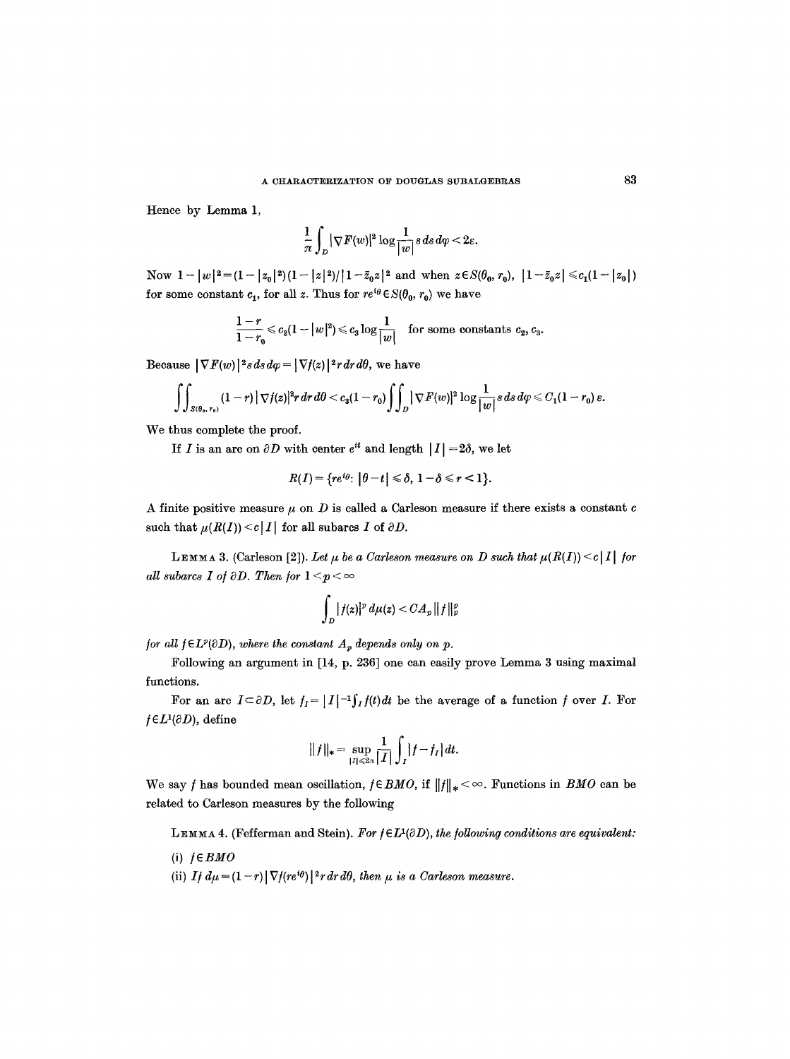Hence by Lemma 1,

$$\frac{1}{\pi}\int_D |\nabla F(w)|^2 \log\frac{1}{|w|}\, s\, ds\, d\varphi < 2\varepsilon.$$

Now $1-|w|^2=(1-|z_0|^2)(1-|z|^2)/|1-\bar{z}_0 z|^2$ and when $z\in S(\theta_0, r_0)$, $|1-\bar{z}_0 z|\leqslant c_1(1-|z_0|)$ for some constant $c_1$, for all $z$. Thus for $re^{i\theta}\in S(\theta_0, r_0)$ we have

$$\frac{1-r}{1-r_0}\leqslant c_2(1-|w|^2)\leqslant c_3\log\frac{1}{|w|} \quad \text{for some constants } c_2, c_3.$$

Because $|\nabla F(w)|^2 s\, ds\, d\varphi = |\nabla f(z)|^2 r\, dr\, d\theta$, we have

$$\iint_{S(\theta_0, r_0)} (1-r)|\nabla f(z)|^2 r\, dr\, d\theta < c_3(1-r_0)\iint_D |\nabla F(w)|^2 \log\frac{1}{|w|}\, s\, ds\, d\varphi \leqslant C_1(1-r_0)\,\varepsilon.$$

We thus complete the proof.

If $I$ is an arc on $\partial D$ with center $e^{it}$ and length $|I|=2\delta$, we let

$$R(I)=\{re^{i\theta}: |\theta-t|\leqslant\delta,\ 1-\delta\leqslant r<1\}.$$

A finite positive measure $\mu$ on $D$ is called a Carleson measure if there exists a constant $c$ such that $\mu(R(I))<c|I|$ for all subarcs $I$ of $\partial D$.

LEMMA 3. (Carleson [2]). *Let $\mu$ be a Carleson measure on $D$ such that $\mu(R(I))<c|I|$ for all subarcs $I$ of $\partial D$. Then for $1<p<\infty$*

$$\int_D |f(z)|^p\, d\mu(z) < CA_p\|f\|_p^p$$

*for all $f\in L^p(\partial D)$, where the constant $A_p$ depends only on $p$.*

Following an argument in [14, p. 236] one can easily prove Lemma 3 using maximal functions.

For an arc $I\subset\partial D$, let $f_I=|I|^{-1}\int_I f(t)\,dt$ be the average of a function $f$ over $I$. For $f\in L^1(\partial D)$, define

$$\|f\|_* = \sup_{|I|\leqslant 2\pi}\frac{1}{|I|}\int_I |f-f_I|\,dt.$$

We say $f$ has bounded mean oscillation, $f\in BMO$, if $\|f\|_*<\infty$. Functions in $BMO$ can be related to Carleson measures by the following

LEMMA 4. (Fefferman and Stein). *For $f\in L^1(\partial D)$, the following conditions are equivalent:*

(i) *$f\in BMO$*

(ii) *If $d\mu=(1-r)|\nabla f(re^{i\theta})|^2 r\, dr\, d\theta$, then $\mu$ is a Carleson measure.*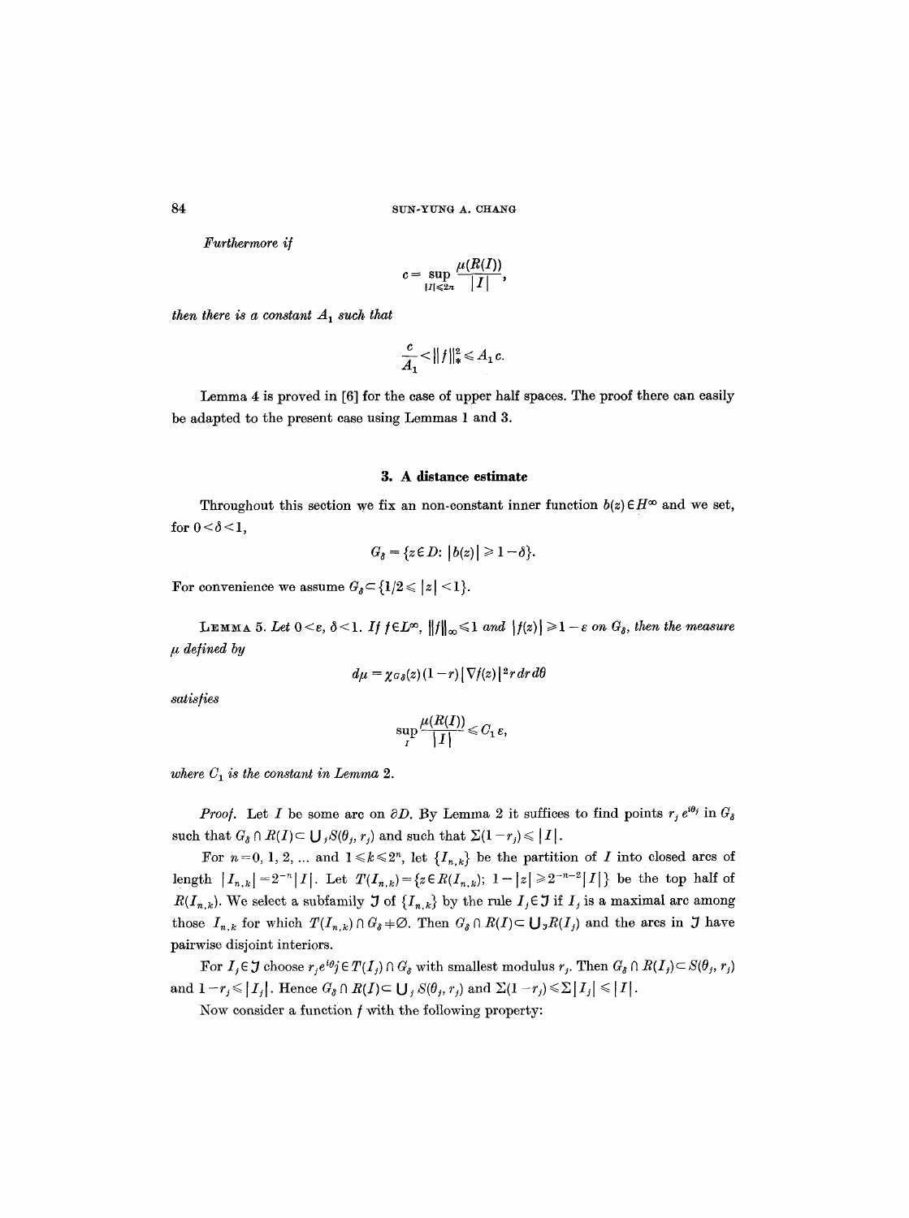*Furthermore if*

$$c = \sup_{|I| \leqslant 2\pi} \frac{\mu(R(I))}{|I|},$$

*then there is a constant $A_1$ such that*

$$\frac{c}{A_1} < \|f\|_*^2 \leqslant A_1 c.$$

Lemma 4 is proved in [6] for the case of upper half spaces. The proof there can easily be adapted to the present case using Lemmas 1 and 3.

## 3. A distance estimate

Throughout this section we fix an non-constant inner function $b(z) \in H^\infty$ and we set, for $0 < \delta < 1$,

$$G_\delta = \{z \in D \colon |b(z)| \geqslant 1 - \delta\}.$$

For convenience we assume $G_\delta \subset \{1/2 \leqslant |z| < 1\}$.

LEMMA 5. *Let $0 < \varepsilon, \delta < 1$. If $f \in L^\infty$, $\|f\|_\infty \leqslant 1$ and $|f(z)| \geqslant 1 - \varepsilon$ on $G_\delta$, then the measure $\mu$ defined by*

$$d\mu = \chi_{G_\delta}(z)(1-r)|\nabla f(z)|^2 r\, dr\, d\theta$$

*satisfies*

$$\sup_I \frac{\mu(R(I))}{|I|} \leqslant C_1 \varepsilon,$$

*where $C_1$ is the constant in Lemma 2.*

*Proof.* Let $I$ be some arc on $\partial D$. By Lemma 2 it suffices to find points $r_j e^{i\theta_j}$ in $G_\delta$ such that $G_\delta \cap R(I) \subset \bigcup_j S(\theta_j, r_j)$ and such that $\Sigma(1 - r_j) \leqslant |I|$.

For $n = 0, 1, 2, \ldots$ and $1 \leqslant k \leqslant 2^n$, let $\{I_{n,k}\}$ be the partition of $I$ into closed arcs of length $|I_{n,k}| = 2^{-n}|I|$. Let $T(I_{n,k}) = \{z \in R(I_{n,k});\ 1 - |z| \geqslant 2^{-n-2}|I|\}$ be the top half of $R(I_{n,k})$. We select a subfamily $\mathfrak{J}$ of $\{I_{n,k}\}$ by the rule $I_j \in \mathfrak{J}$ if $I_j$ is a maximal arc among those $I_{n,k}$ for which $T(I_{n,k}) \cap G_\delta \neq \emptyset$. Then $G_\delta \cap R(I) \subset \bigcup_{\mathfrak{J}} R(I_j)$ and the arcs in $\mathfrak{J}$ have pairwise disjoint interiors.

For $I_j \in \mathfrak{J}$ choose $r_j e^{i\theta_j} \in T(I_j) \cap G_\delta$ with smallest modulus $r_j$. Then $G_\delta \cap R(I_j) \subset S(\theta_j, r_j)$ and $1 - r_j \leqslant |I_j|$. Hence $G_\delta \cap R(I) \subset \bigcup_j S(\theta_j, r_j)$ and $\Sigma(1 - r_j) \leqslant \Sigma |I_j| \leqslant |I|$.

Now consider a function $f$ with the following property: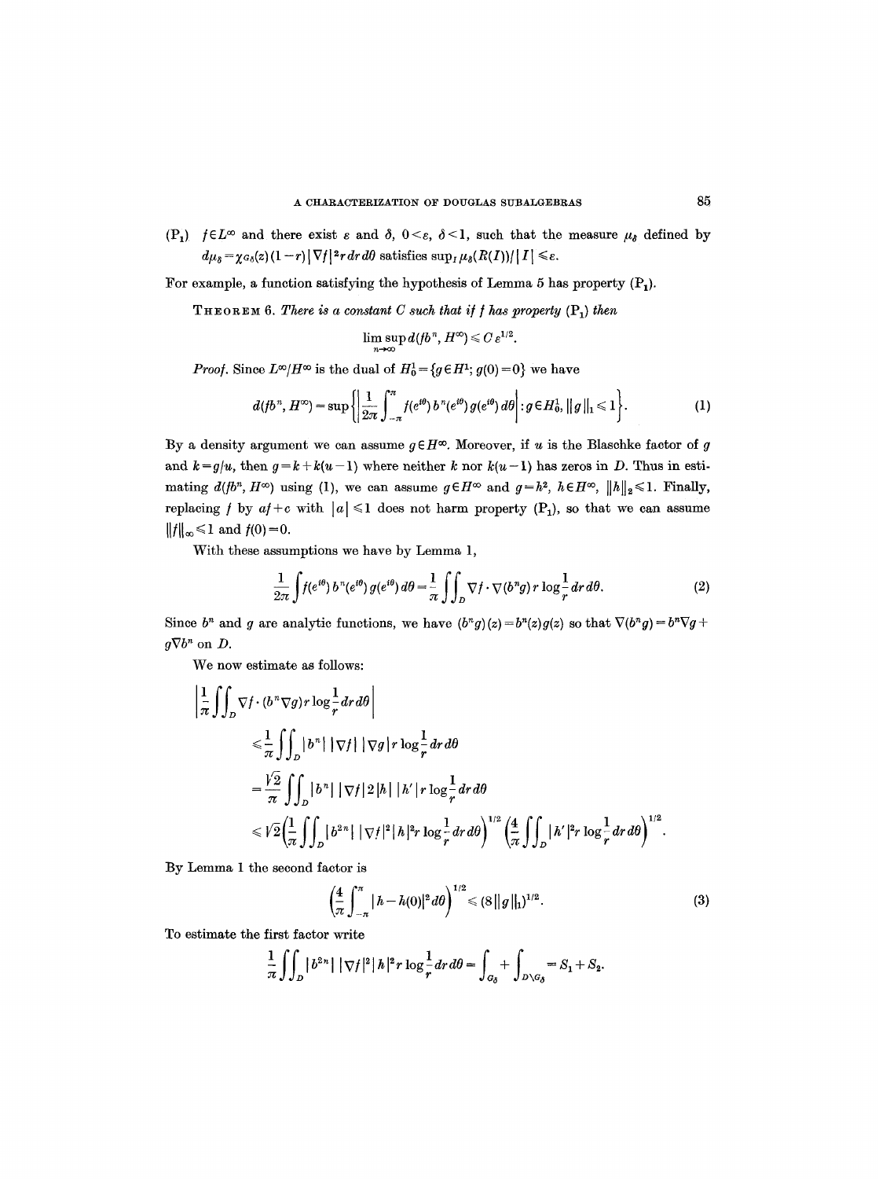$(\mathrm{P}_1)$ $f \in L^\infty$ and there exist $\varepsilon$ and $\delta$, $0<\varepsilon$, $\delta<1$, such that the measure $\mu_\delta$ defined by $d\mu_\delta = \chi_{G_\delta}(z)(1-r)|\nabla f|^2 r\,dr\,d\theta$ satisfies $\sup_I \mu_\delta(R(I))/|I| \leqslant \varepsilon$.

For example, a function satisfying the hypothesis of Lemma 5 has property $(\mathrm{P}_1)$.

THEOREM 6. *There is a constant $C$ such that if $f$ has property $(\mathrm{P}_1)$ then*

$$\limsup_{n\to\infty} d(fb^n, H^\infty) \leqslant C\,\varepsilon^{1/2}.$$

*Proof.* Since $L^\infty/H^\infty$ is the dual of $H_0^1 = \{g \in H^1;\ g(0)=0\}$ we have

$$d(fb^n, H^\infty) = \sup\left\{\left|\frac{1}{2\pi}\int_{-\pi}^{\pi} f(e^{i\theta})\,b^n(e^{i\theta})\,g(e^{i\theta})\,d\theta\right| : g \in H_0^1,\ \|g\|_1 \leqslant 1\right\}. \tag{1}$$

By a density argument we can assume $g \in H^\infty$. Moreover, if $u$ is the Blaschke factor of $g$ and $k = g/u$, then $g = k + k(u-1)$ where neither $k$ nor $k(u-1)$ has zeros in $D$. Thus in estimating $d(fb^n, H^\infty)$ using (1), we can assume $g \in H^\infty$ and $g = h^2$, $h \in H^\infty$, $\|h\|_2 \leqslant 1$. Finally, replacing $f$ by $af + c$ with $|a| \leqslant 1$ does not harm property $(\mathrm{P}_1)$, so that we can assume $\|f\|_\infty \leqslant 1$ and $f(0)=0$.

With these assumptions we have by Lemma 1,

$$\frac{1}{2\pi}\int f(e^{i\theta})\,b^n(e^{i\theta})\,g(e^{i\theta})\,d\theta = \frac{1}{\pi}\iint_D \nabla f \cdot \nabla(b^n g)\, r \log\frac{1}{r}\,dr\,d\theta. \tag{2}$$

Since $b^n$ and $g$ are analytic functions, we have $(b^n g)(z) = b^n(z)g(z)$ so that $\nabla(b^n g) = b^n \nabla g + g\nabla b^n$ on $D$.

We now estimate as follows:

$$\begin{aligned}
&\left|\frac{1}{\pi}\iint_D \nabla f \cdot (b^n \nabla g)\, r\log\frac{1}{r}\,dr\,d\theta\right| \\
&\quad\leqslant \frac{1}{\pi}\iint_D |b^n|\,|\nabla f|\,|\nabla g|\, r\log\frac{1}{r}\,dr\,d\theta \\
&\quad= \frac{\sqrt{2}}{\pi}\iint_D |b^n|\,|\nabla f|\,2|h|\,|h'|\, r\log\frac{1}{r}\,dr\,d\theta \\
&\quad\leqslant \sqrt{2}\left(\frac{1}{\pi}\iint_D |b^{2n}|\,|\nabla f|^2 |h|^2 r\log\frac{1}{r}\,dr\,d\theta\right)^{1/2}\left(\frac{4}{\pi}\iint_D |h'|^2 r\log\frac{1}{r}\,dr\,d\theta\right)^{1/2}.
\end{aligned}$$

By Lemma 1 the second factor is

$$\left(\frac{4}{\pi}\int_{-\pi}^{\pi} |h - h(0)|^2\,d\theta\right)^{1/2} \leqslant (8\|g\|_1)^{1/2}. \tag{3}$$

To estimate the first factor write

$$\frac{1}{\pi}\iint_D |b^{2n}|\,|\nabla f|^2 |h|^2 r\log\frac{1}{r}\,dr\,d\theta = \int_{G_\delta} + \int_{D\setminus G_\delta} = S_1 + S_2.$$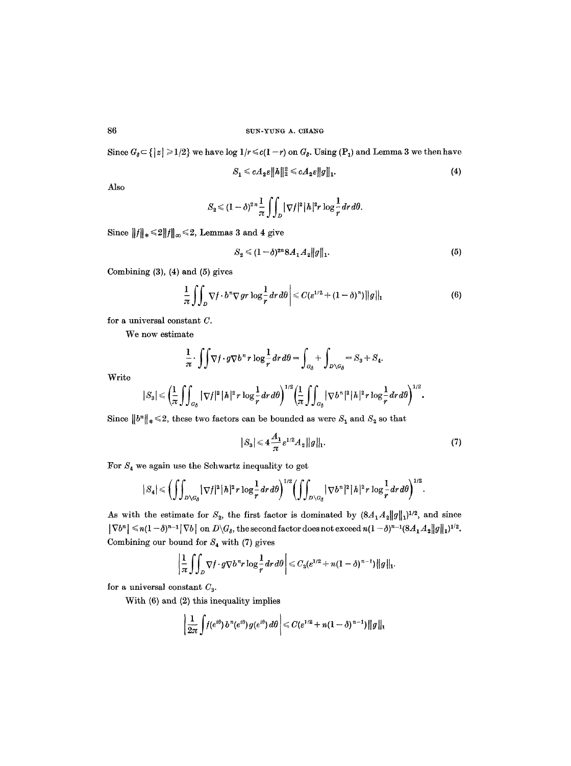Since $G_\delta \subset \{|z| \geqslant 1/2\}$ we have $\log 1/r \leqslant c(1-r)$ on $G_\delta$. Using $(\mathrm{P}_1)$ and Lemma 3 we then have

$$S_1 \leqslant cA_2 \varepsilon \|h\|_2^2 \leqslant cA_2 \varepsilon \|g\|_1. \tag{4}$$

Also

$$S_2 \leqslant (1-\delta)^{2n} \frac{1}{\pi} \iint_D |\nabla f|^2 |h|^2 r \log \frac{1}{r} \, dr \, d\theta.$$

Since $\|f\|_* \leqslant 2\|f\|_\infty \leqslant 2$, Lemmas 3 and 4 give

$$S_2 \leqslant (1-\delta)^{2n} 8 A_1 A_2 \|g\|_1. \tag{5}$$

Combining (3), (4) and (5) gives

$$\left| \frac{1}{\pi} \iint_D \nabla f \cdot b^n \nabla g r \log \frac{1}{r} \, dr \, d\theta \right| \leqslant C(\varepsilon^{1/2} + (1-\delta)^n) \|g\|_1 \tag{6}$$

for a universal constant $C$.

We now estimate

$$\frac{1}{\pi} \cdot \iint \nabla f \cdot g \nabla b^n r \log \frac{1}{r} \, dr \, d\theta = \int_{G_\delta} + \int_{D \setminus G_\delta} = S_3 + S_4.$$

Write

$$|S_3| \leqslant \left( \frac{1}{\pi} \iint_{G_\delta} |\nabla f|^2 |h|^2 r \log \frac{1}{r} \, dr \, d\theta \right)^{1/2} \left( \frac{1}{\pi} \iint_{G_\delta} |\nabla b^n|^2 |h|^2 r \log \frac{1}{r} \, dr \, d\theta \right)^{1/2}.$$

Since $\|b^n\|_* \leqslant 2$, these two factors can be bounded as were $S_1$ and $S_2$ so that

$$|S_3| \leqslant 4 \frac{A_1}{\pi} \varepsilon^{1/2} A_2 \|g\|_1. \tag{7}$$

For $S_4$ we again use the Schwartz inequality to get

$$|S_4| \leqslant \left( \iint_{D \setminus G_\delta} |\nabla f|^2 |h|^2 r \log \frac{1}{r} \, dr \, d\theta \right)^{1/2} \left( \iint_{D \setminus G_\delta} |\nabla b^n|^2 |h|^2 r \log \frac{1}{r} \, dr \, d\theta \right)^{1/2}.$$

As with the estimate for $S_2$, the first factor is dominated by $(8A_1 A_2 \|g\|_1)^{1/2}$, and since $|\nabla b^n| \leqslant n(1-\delta)^{n-1} |\nabla b|$ on $D \setminus G_\delta$, the second factor does not exceed $n(1-\delta)^{n-1} (8 A_1 A_2 \|g\|_1)^{1/2}$. Combining our bound for $S_4$ with (7) gives

$$\left| \frac{1}{\pi} \iint_D \nabla f \cdot g \nabla b^n r \log \frac{1}{r} \, dr \, d\theta \right| \leqslant C_3 (\varepsilon^{1/2} + n(1-\delta)^{n-1}) \|g\|_1.$$

for a universal constant $C_3$.

With (6) and (2) this inequality implies

$$\left| \frac{1}{2\pi} \int f(e^{i\theta}) b^n(e^{i\theta}) g(e^{i\theta}) \, d\theta \right| \leqslant C(\varepsilon^{1/2} + n(1-\delta)^{n-1}) \|g\|_1$$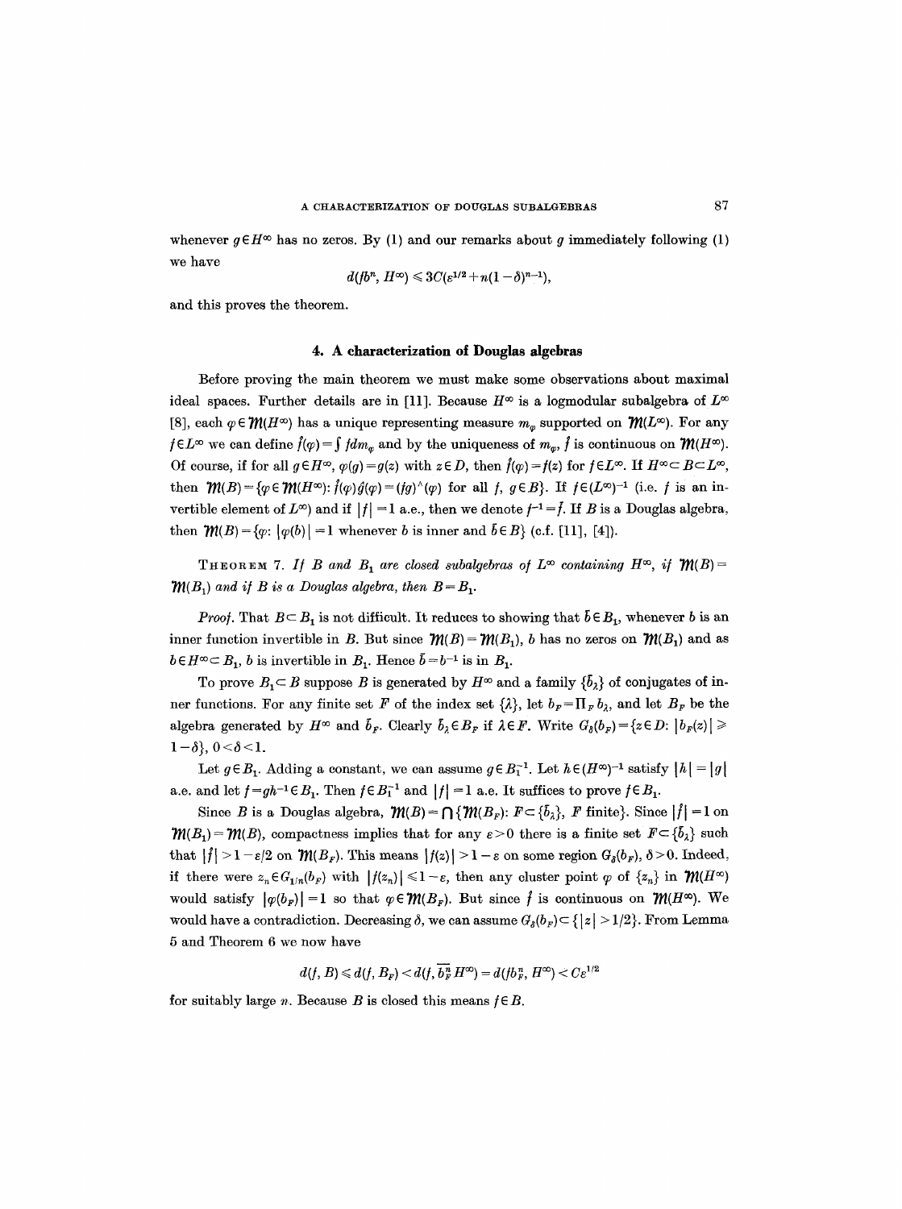whenever $g \in H^\infty$ has no zeros. By (1) and our remarks about $g$ immediately following (1) we have

$$d(fb^n, H^\infty) \leqslant 3C(\varepsilon^{1/2} + n(1-\delta)^{n-1}),$$

and this proves the theorem.

## 4. A characterization of Douglas algebras

Before proving the main theorem we must make some observations about maximal ideal spaces. Further details are in [11]. Because $H^\infty$ is a logmodular subalgebra of $L^\infty$ [8], each $\varphi \in \mathfrak{M}(H^\infty)$ has a unique representing measure $m_\varphi$ supported on $\mathfrak{M}(L^\infty)$. For any $f \in L^\infty$ we can define $\hat{f}(\varphi) = \int f dm_\varphi$ and by the uniqueness of $m_\varphi$, $\hat{f}$ is continuous on $\mathfrak{M}(H^\infty)$. Of course, if for all $g \in H^\infty$, $\varphi(g) = g(z)$ with $z \in D$, then $\hat{f}(\varphi) = f(z)$ for $f \in L^\infty$. If $H^\infty \subset B \subset L^\infty$, then $\mathfrak{M}(B) = \{\varphi \in \mathfrak{M}(H^\infty)\colon \hat{f}(\varphi)\hat{g}(\varphi) = (fg)^\wedge(\varphi)$ for all $f, g \in B\}$. If $f \in (L^\infty)^{-1}$ (i.e. $f$ is an invertible element of $L^\infty$) and if $|f| = 1$ a.e., then we denote $f^{-1} = \bar{f}$. If $B$ is a Douglas algebra, then $\mathfrak{M}(B) = \{\varphi\colon |\varphi(b)| = 1$ whenever $b$ is inner and $\bar{b} \in B\}$ (c.f. [11], [4]).

THEOREM 7. *If $B$ and $B_1$ are closed subalgebras of $L^\infty$ containing $H^\infty$, if $\mathfrak{M}(B) = \mathfrak{M}(B_1)$ and if $B$ is a Douglas algebra, then $B = B_1$.*

*Proof.* That $B \subset B_1$ is not difficult. It reduces to showing that $\bar{b} \in B_1$, whenever $b$ is an inner function invertible in $B$. But since $\mathfrak{M}(B) = \mathfrak{M}(B_1)$, $b$ has no zeros on $\mathfrak{M}(B_1)$ and as $b \in H^\infty \subset B_1$, $b$ is invertible in $B_1$. Hence $\bar{b} = b^{-1}$ is in $B_1$.

To prove $B_1 \subset B$ suppose $B$ is generated by $H^\infty$ and a family $\{\bar{b}_\lambda\}$ of conjugates of inner functions. For any finite set $F$ of the index set $\{\lambda\}$, let $b_F = \prod_F b_\lambda$, and let $B_F$ be the algebra generated by $H^\infty$ and $\bar{b}_F$. Clearly $\bar{b}_\lambda \in B_F$ if $\lambda \in F$. Write $G_\delta(b_F) = \{z \in D\colon |b_F(z)| \geqslant 1-\delta\}$, $0 < \delta < 1$.

Let $g \in B_1$. Adding a constant, we can assume $g \in B_1^{-1}$. Let $h \in (H^\infty)^{-1}$ satisfy $|h| = |g|$ a.e. and let $f = gh^{-1} \in B_1$. Then $f \in B_1^{-1}$ and $|f| = 1$ a.e. It suffices to prove $f \in B_1$.

Since $B$ is a Douglas algebra, $\mathfrak{M}(B) = \bigcap \{\mathfrak{M}(B_F)\colon F \subset \{\bar{b}_\lambda\}, F$ finite$\}$. Since $|\hat{f}| = 1$ on $\mathfrak{M}(B_1) = \mathfrak{M}(B)$, compactness implies that for any $\varepsilon > 0$ there is a finite set $F \subset \{\bar{b}_\lambda\}$ such that $|\hat{f}| > 1 - \varepsilon/2$ on $\mathfrak{M}(B_F)$. This means $|f(z)| > 1 - \varepsilon$ on some region $G_\delta(b_F)$, $\delta > 0$. Indeed, if there were $z_n \in G_{1/n}(b_F)$ with $|f(z_n)| \leqslant 1 - \varepsilon$, then any cluster point $\varphi$ of $\{z_n\}$ in $\mathfrak{M}(H^\infty)$ would satisfy $|\varphi(b_F)| = 1$ so that $\varphi \in \mathfrak{M}(B_F)$. But since $\hat{f}$ is continuous on $\mathfrak{M}(H^\infty)$. We would have a contradiction. Decreasing $\delta$, we can assume $G_\delta(b_F) \subset \{|z| > 1/2\}$. From Lemma 5 and Theorem 6 we now have

$$d(f, B) \leqslant d(f, B_F) < d(f, \overline{b_F^n} H^\infty) = d(fb_F^n, H^\infty) < C\varepsilon^{1/2}$$

for suitably large $n$. Because $B$ is closed this means $f \in B$.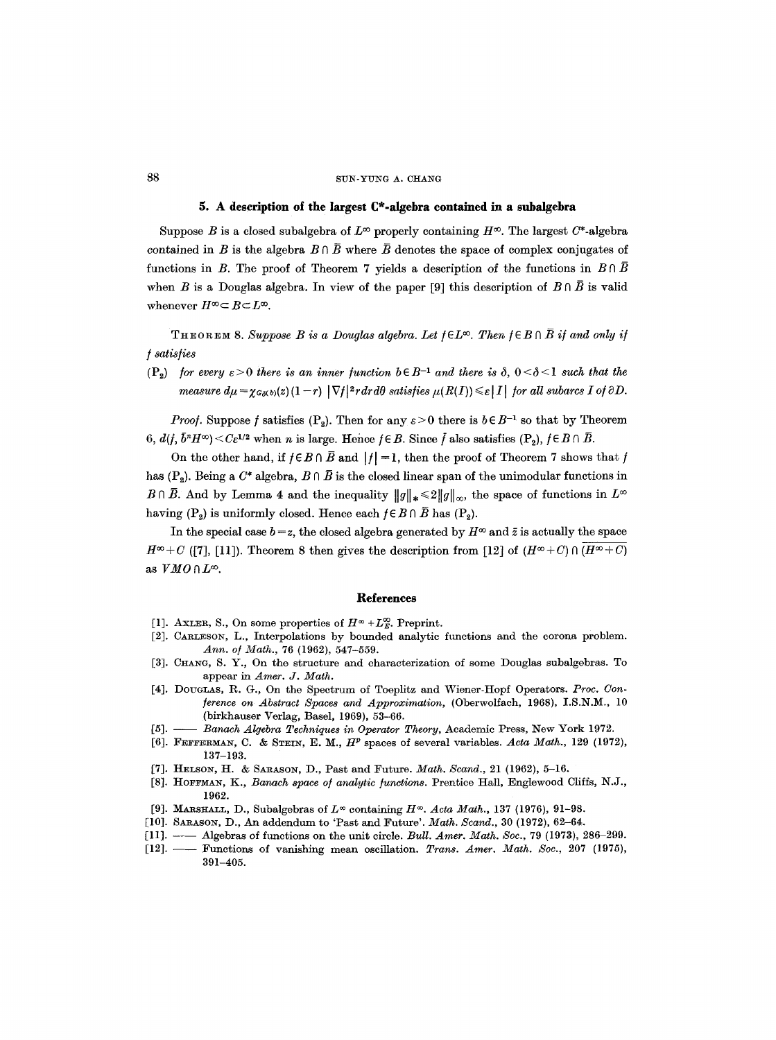## 5. A description of the largest C*-algebra contained in a subalgebra

Suppose $B$ is a closed subalgebra of $L^\infty$ properly containing $H^\infty$. The largest $C^*$-algebra contained in $B$ is the algebra $B \cap \bar{B}$ where $\bar{B}$ denotes the space of complex conjugates of functions in $B$. The proof of Theorem 7 yields a description of the functions in $B \cap \bar{B}$ when $B$ is a Douglas algebra. In view of the paper [9] this description of $B \cap \bar{B}$ is valid whenever $H^\infty \subset B \subset L^\infty$.

THEOREM 8. *Suppose $B$ is a Douglas algebra. Let $f \in L^\infty$. Then $f \in B \cap \bar{B}$ if and only if $f$ satisfies*

($P_2$) *for every $\varepsilon > 0$ there is an inner function $b \in B^{-1}$ and there is $\delta$, $0 < \delta < 1$ such that the measure $d\mu = \chi_{G_\delta(b)}(z)(1-r)\,|\nabla f|^2 r\,dr\,d\theta$ satisfies $\mu(R(I)) \leqslant \varepsilon |I|$ for all subarcs $I$ of $\partial D$.*

*Proof.* Suppose $f$ satisfies ($P_2$). Then for any $\varepsilon > 0$ there is $b \in B^{-1}$ so that by Theorem 6, $d(f, \bar{b}^n H^\infty) < C\varepsilon^{1/2}$ when $n$ is large. Hence $f \in B$. Since $\bar{f}$ also satisfies ($P_2$), $f \in B \cap \bar{B}$.

On the other hand, if $f \in B \cap \bar{B}$ and $|f| = 1$, then the proof of Theorem 7 shows that $f$ has ($P_2$). Being a $C^*$ algebra, $B \cap \bar{B}$ is the closed linear span of the unimodular functions in $B \cap \bar{B}$. And by Lemma 4 and the inequality $\|g\|_* \leqslant 2\|g\|_\infty$, the space of functions in $L^\infty$ having ($P_2$) is uniformly closed. Hence each $f \in B \cap \bar{B}$ has ($P_2$).

In the special case $b = z$, the closed algebra generated by $H^\infty$ and $\bar{z}$ is actually the space $H^\infty + C$ ([7], [11]). Theorem 8 then gives the description from [12] of $(H^\infty + C) \cap \overline{(H^\infty + C)}$ as $VMO \cap L^\infty$.

## References

[1]. AXLER, S., On some properties of $H^\infty + L^\infty_B$. Preprint.

[2]. CARLESON, L., Interpolations by bounded analytic functions and the corona problem. *Ann. of Math.*, 76 (1962), 547–559.

[3]. CHANG, S. Y., On the structure and characterization of some Douglas subalgebras. To appear in *Amer. J. Math.*

[4]. DOUGLAS, R. G., On the Spectrum of Toeplitz and Wiener-Hopf Operators. *Proc. Conference on Abstract Spaces and Approximation*, (Oberwolfach, 1968), I.S.N.M., 10 (birkhauser Verlag, Basel, 1969), 53–66.

[5]. —— *Banach Algebra Techniques in Operator Theory*, Academic Press, New York 1972.

[6]. FEFFERMAN, C. & STEIN, E. M., $H^p$ spaces of several variables. *Acta Math.*, 129 (1972), 137–193.

[7]. HELSON, H. & SARASON, D., Past and Future. *Math. Scand.*, 21 (1962), 5–16.

[8]. HOFFMAN, K., *Banach space of analytic functions*. Prentice Hall, Englewood Cliffs, N.J., 1962.

[9]. MARSHALL, D., Subalgebras of $L^\infty$ containing $H^\infty$. *Acta Math.*, 137 (1976), 91–98.

[10]. SARASON, D., An addendum to 'Past and Future'. *Math. Scand.*, 30 (1972), 62–64.

[11]. —— Algebras of functions on the unit circle. *Bull. Amer. Math. Soc.*, 79 (1973), 286–299.

[12]. —— Functions of vanishing mean oscillation. *Trans. Amer. Math. Soc.*, 207 (1975), 391–405.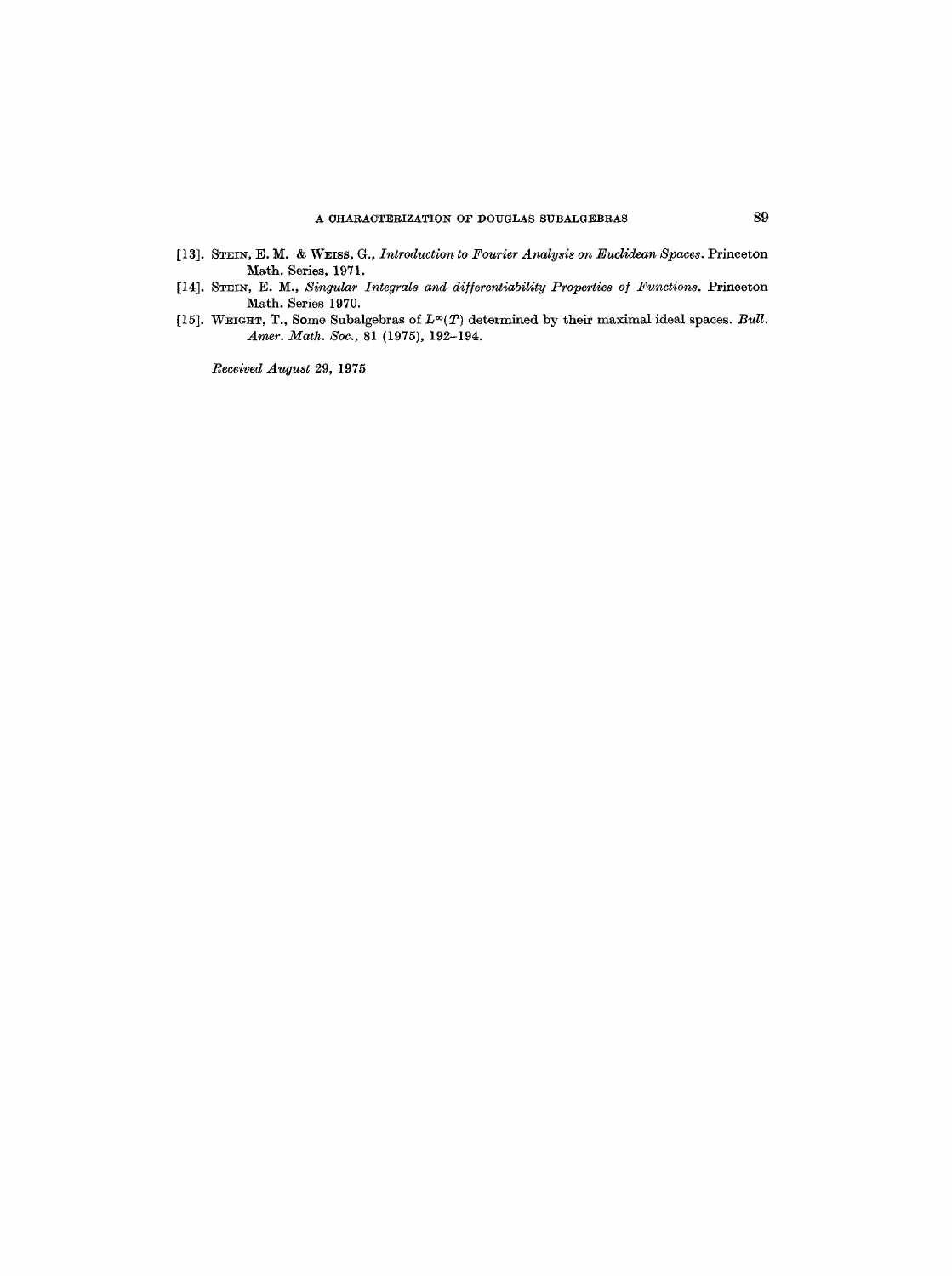[13]. Stein, E. M. & Weiss, G., *Introduction to Fourier Analysis on Euclidean Spaces*. Princeton Math. Series, 1971.

[14]. Stein, E. M., *Singular Integrals and differentiability Properties of Functions*. Princeton Math. Series 1970.

[15]. Weight, T., Some Subalgebras of $L^{\infty}(T)$ determined by their maximal ideal spaces. *Bull. Amer. Math. Soc.*, 81 (1975), 192–194.

*Received August 29, 1975*